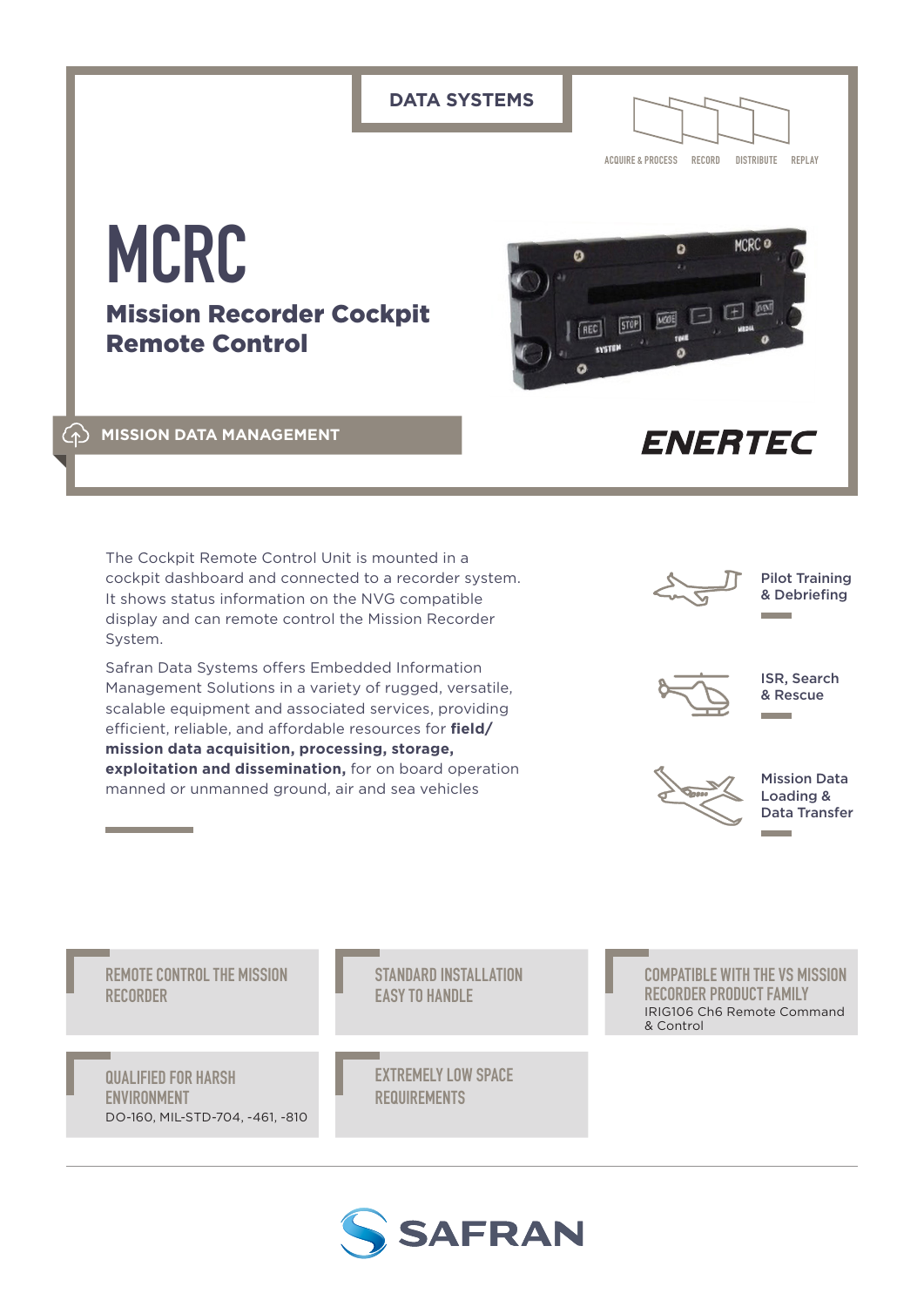DATA SYSTEMS

ACQUIRE & PROCESS RECORD DISTRIBUTE REPLAY

# MCRC

## Mission Recorder Cockpit Remote Control

MISSION DATA MANAGEMENT

ENERTEC

The Cockpit Remote Control Unit is mounted in a cockpit dashboard and connected to a recorder system. It shows status information on the NVG compatible display and can remote control the Mission Recorder System.

Safran Data Systems offers Embedded Information Management Solutions in a variety of rugged, versatile, scalable equipment and associated services, providing efficient, reliable, and affordable resources for **field/ mission data acquisition, processing, storage, exploitation and dissemination,** for on board operation manned or unmanned ground, air and sea vehicles

- Pilot Training & Debriefing
- ISR, Search & Rescue
- Mission Data Loading & Data Transfer

### REMOTE CONTROL THE MISSION RECORDER

### STANDARD INSTALLATION EASY TO HANDLE

### COMPATIBLE WITH THE VS MISSION RECORDER PRODUCT FAMILY

IRIG106 Ch6 Remote Command & Control

### QUALIFIED FOR HARSH ENVIRONMENT

DO-160, MIL-STD-704, -461, -810

### EXTREMELY LOW SPACE REQUIREMENTS

SAFRAN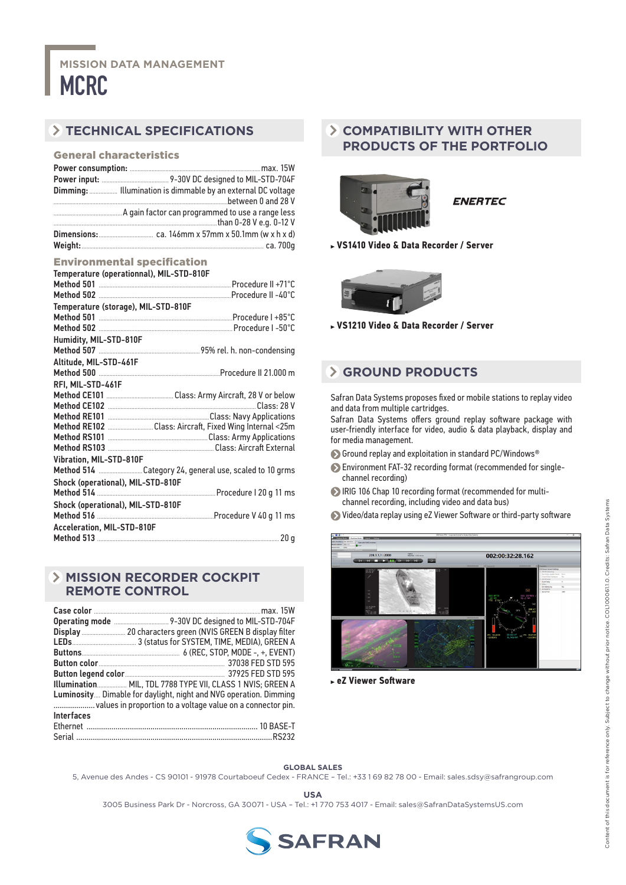MISSION DATA MANAGEMENT

# MCRC

## TECHNICAL SPECIFICATIONS

### General characteristics

**Power consumption:** max. 15W
**Power input:** 9-30V DC designed to MIL-STD-704F
**Dimming:** Illumination is dimmable by an external DC voltage between 0 and 28 V
A gain factor can programmed to use a range less than 0-28 V e.g. 0-12 V
**Dimensions:** ca. 146mm x 57mm x 50.1mm (w x h x d)
**Weight:** ca. 700g

### Environmental specification

**Temperature (operationnal), MIL-STD-810F**
**Method 501** Procedure II +71°C
**Method 502** Procedure II -40°C

**Temperature (storage), MIL-STD-810F**
**Method 501** Procedure I +85°C
**Method 502** Procedure I -50°C

**Humidity, MIL-STD-810F**
**Method 507** 95% rel. h. non-condensing

**Altitude, MIL-STD-461F**
**Method 500** Procedure II 21.000 m

**RFI, MIL-STD-461F**
**Method CE101** Class: Army Aircraft, 28 V or below
**Method CE102** Class: 28 V
**Method RE101** Class: Navy Applications
**Method RE102** Class: Aircraft, Fixed Wing Internal <25m
**Method RS101** Class: Army Applications
**Method RS103** Class: Aircraft External

**Vibration, MIL-STD-810F**
**Method 514** Category 24, general use, scaled to 10 grms

**Shock (operational), MIL-STD-810F**
**Method 514** Procedure I 20 g 11 ms

**Shock (operational), MIL-STD-810F**
**Method 516** Procedure V 40 g 11 ms

**Acceleration, MIL-STD-810F**
**Method 513** 20 g

## MISSION RECORDER COCKPIT REMOTE CONTROL

**Case color** max. 15W
**Operating mode** 9-30V DC designed to MIL-STD-704F
**Display** 20 characters green (NVIS GREEN B display filter
**LEDs** 3 (status for SYSTEM, TIME, MEDIA), GREEN A
**Buttons** 6 (REC, STOP, MODE -, +, EVENT)
**Button color** 37038 FED STD 595
**Button legend color** 37925 FED STD 595
**Illumination** MIL, TDL 7788 TYPE VII, CLASS 1 NVIS; GREEN A
**Luminosity** Dimable for daylight, night and NVG operation. Dimming values in proportion to a voltage value on a connector pin.

**Interfaces**
Ethernet 10 BASE-T
Serial RS232

## COMPATIBILITY WITH OTHER PRODUCTS OF THE PORTFOLIO

ENERTEC

► **VS1410 Video & Data Recorder / Server**

► **VS1210 Video & Data Recorder / Server**

## GROUND PRODUCTS

Safran Data Systems proposes fixed or mobile stations to replay video and data from multiple cartridges.
Safran Data Systems offers ground replay software package with user-friendly interface for video, audio & data playback, display and for media management.

- Ground replay and exploitation in standard PC/Windows®
- Environment FAT-32 recording format (recommended for single-channel recording)
- IRIG 106 Chap 10 recording format (recommended for multi-channel recording, including video and data bus)
- Video/data replay using eZ Viewer Software or third-party software

► **eZ Viewer Software**

**GLOBAL SALES**
5, Avenue des Andes - CS 90101 - 91978 Courtaboeuf Cedex - FRANCE - Tel.: +33 1 69 82 78 00 - Email: sales.sdsy@safrangroup.com

**USA**
3005 Business Park Dr - Norcross, GA 30071 - USA – Tel.: +1 770 753 4017 - Email: sales@SafranDataSystemsUS.com

SAFRAN

Content of this document is for reference only. Subject to change without prior notice. COL1000611.0. Credits: Safran Data Systems